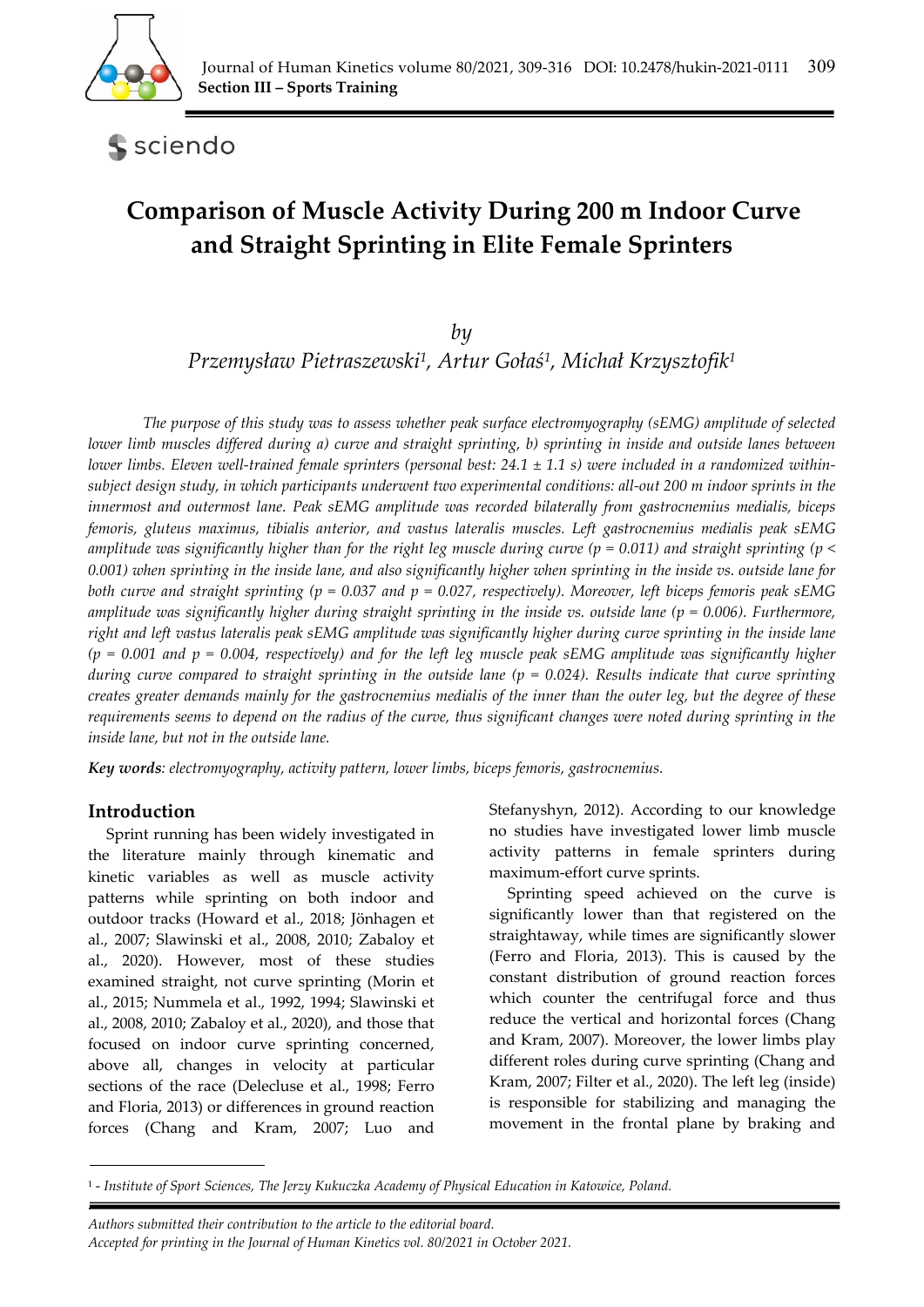Section III – Sports Training

# Comparison of Muscle Activity During 200 m Indoor Curve and Straight Sprinting in Elite Female Sprinters

*by*

*Przemysław Pietraszewski[1], Artur Gołaś[1], Michał Krzysztofik[1]*

*The purpose of this study was to assess whether peak surface electromyography (sEMG) amplitude of selected lower limb muscles differed during a) curve and straight sprinting, b) sprinting in inside and outside lanes between lower limbs. Eleven well-trained female sprinters (personal best: 24.1 ± 1.1 s) were included in a randomized within-subject design study, in which participants underwent two experimental conditions: all-out 200 m indoor sprints in the innermost and outermost lane. Peak sEMG amplitude was recorded bilaterally from gastrocnemius medialis, biceps femoris, gluteus maximus, tibialis anterior, and vastus lateralis muscles. Left gastrocnemius medialis peak sEMG amplitude was significantly higher than for the right leg muscle during curve ($p = 0.011$) and straight sprinting ($p < 0.001$) when sprinting in the inside lane, and also significantly higher when sprinting in the inside vs. outside lane for both curve and straight sprinting ($p = 0.037$ and $p = 0.027$, respectively). Moreover, left biceps femoris peak sEMG amplitude was significantly higher during straight sprinting in the inside vs. outside lane ($p = 0.006$). Furthermore, right and left vastus lateralis peak sEMG amplitude was significantly higher during curve sprinting in the inside lane ($p = 0.001$ and $p = 0.004$, respectively) and for the left leg muscle peak sEMG amplitude was significantly higher during curve compared to straight sprinting in the outside lane ($p = 0.024$). Results indicate that curve sprinting creates greater demands mainly for the gastrocnemius medialis of the inner than the outer leg, but the degree of these requirements seems to depend on the radius of the curve, thus significant changes were noted during sprinting in the inside lane, but not in the outside lane.*

***Key words**: electromyography, activity pattern, lower limbs, biceps femoris, gastrocnemius.*

## Introduction

Sprint running has been widely investigated in the literature mainly through kinematic and kinetic variables as well as muscle activity patterns while sprinting on both indoor and outdoor tracks (Howard et al., 2018; Jönhagen et al., 2007; Slawinski et al., 2008, 2010; Zabaloy et al., 2020). However, most of these studies examined straight, not curve sprinting (Morin et al., 2015; Nummela et al., 1992, 1994; Slawinski et al., 2008, 2010; Zabaloy et al., 2020), and those that focused on indoor curve sprinting concerned, above all, changes in velocity at particular sections of the race (Delecluse et al., 1998; Ferro and Floria, 2013) or differences in ground reaction forces (Chang and Kram, 2007; Luo and Stefanyshyn, 2012). According to our knowledge no studies have investigated lower limb muscle activity patterns in female sprinters during maximum-effort curve sprints.

Sprinting speed achieved on the curve is significantly lower than that registered on the straightaway, while times are significantly slower (Ferro and Floria, 2013). This is caused by the constant distribution of ground reaction forces which counter the centrifugal force and thus reduce the vertical and horizontal forces (Chang and Kram, 2007). Moreover, the lower limbs play different roles during curve sprinting (Chang and Kram, 2007; Filter et al., 2020). The left leg (inside) is responsible for stabilizing and managing the movement in the frontal plane by braking and

[1] - *Institute of Sport Sciences, The Jerzy Kukuczka Academy of Physical Education in Katowice, Poland.*

*Authors submitted their contribution to the article to the editorial board.*
*Accepted for printing in the Journal of Human Kinetics vol. 80/2021 in October 2021.*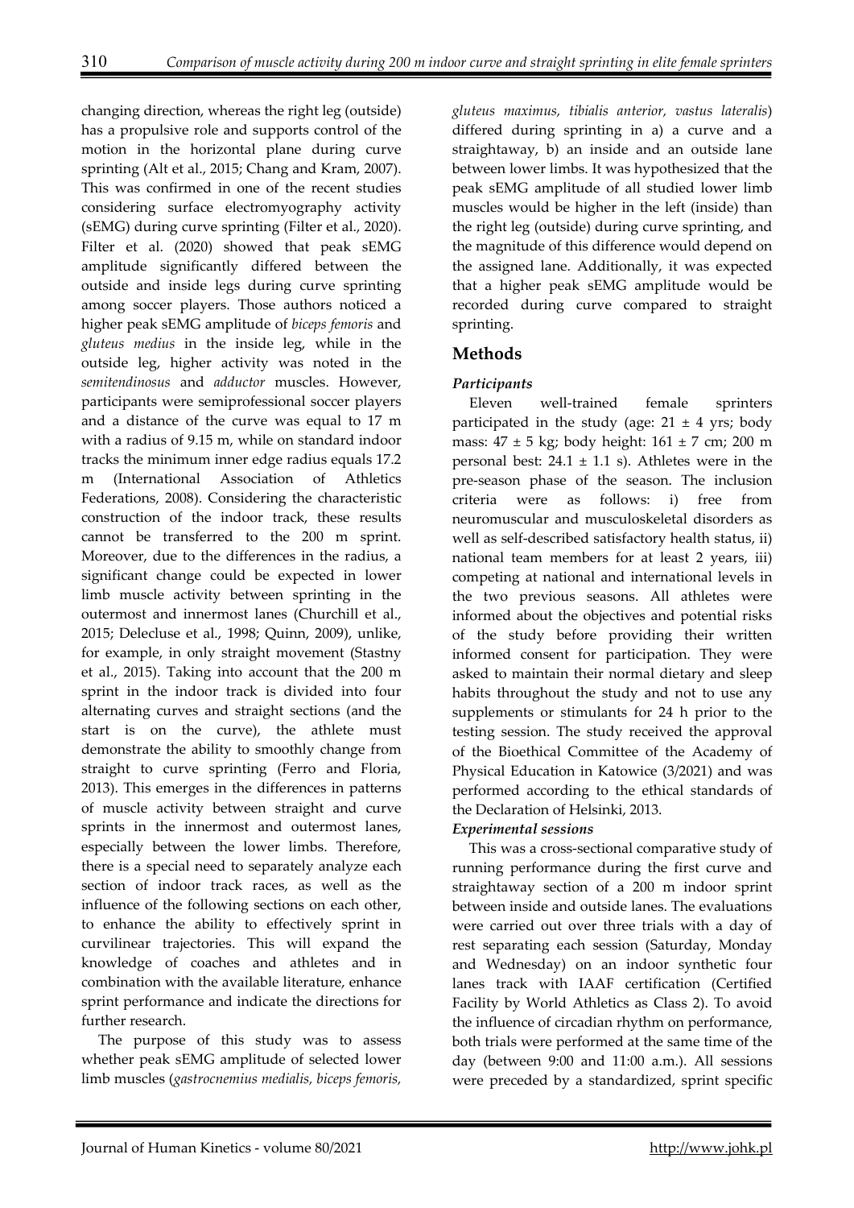changing direction, whereas the right leg (outside) has a propulsive role and supports control of the motion in the horizontal plane during curve sprinting (Alt et al., 2015; Chang and Kram, 2007). This was confirmed in one of the recent studies considering surface electromyography activity (sEMG) during curve sprinting (Filter et al., 2020). Filter et al. (2020) showed that peak sEMG amplitude significantly differed between the outside and inside legs during curve sprinting among soccer players. Those authors noticed a higher peak sEMG amplitude of *biceps femoris* and *gluteus medius* in the inside leg, while in the outside leg, higher activity was noted in the *semitendinosus* and *adductor* muscles. However, participants were semiprofessional soccer players and a distance of the curve was equal to 17 m with a radius of 9.15 m, while on standard indoor tracks the minimum inner edge radius equals 17.2 m (International Association of Athletics Federations, 2008). Considering the characteristic construction of the indoor track, these results cannot be transferred to the 200 m sprint. Moreover, due to the differences in the radius, a significant change could be expected in lower limb muscle activity between sprinting in the outermost and innermost lanes (Churchill et al., 2015; Delecluse et al., 1998; Quinn, 2009), unlike, for example, in only straight movement (Stastny et al., 2015). Taking into account that the 200 m sprint in the indoor track is divided into four alternating curves and straight sections (and the start is on the curve), the athlete must demonstrate the ability to smoothly change from straight to curve sprinting (Ferro and Floria, 2013). This emerges in the differences in patterns of muscle activity between straight and curve sprints in the innermost and outermost lanes, especially between the lower limbs. Therefore, there is a special need to separately analyze each section of indoor track races, as well as the influence of the following sections on each other, to enhance the ability to effectively sprint in curvilinear trajectories. This will expand the knowledge of coaches and athletes and in combination with the available literature, enhance sprint performance and indicate the directions for further research.

The purpose of this study was to assess whether peak sEMG amplitude of selected lower limb muscles (*gastrocnemius medialis, biceps femoris, gluteus maximus, tibialis anterior, vastus lateralis*) differed during sprinting in a) a curve and a straightaway, b) an inside and an outside lane between lower limbs. It was hypothesized that the peak sEMG amplitude of all studied lower limb muscles would be higher in the left (inside) than the right leg (outside) during curve sprinting, and the magnitude of this difference would depend on the assigned lane. Additionally, it was expected that a higher peak sEMG amplitude would be recorded during curve compared to straight sprinting.

## Methods

### *Participants*

Eleven well-trained female sprinters participated in the study (age: 21 ± 4 yrs; body mass: 47 ± 5 kg; body height: 161 ± 7 cm; 200 m personal best: 24.1 ± 1.1 s). Athletes were in the pre-season phase of the season. The inclusion criteria were as follows: i) free from neuromuscular and musculoskeletal disorders as well as self-described satisfactory health status, ii) national team members for at least 2 years, iii) competing at national and international levels in the two previous seasons. All athletes were informed about the objectives and potential risks of the study before providing their written informed consent for participation. They were asked to maintain their normal dietary and sleep habits throughout the study and not to use any supplements or stimulants for 24 h prior to the testing session. The study received the approval of the Bioethical Committee of the Academy of Physical Education in Katowice (3/2021) and was performed according to the ethical standards of the Declaration of Helsinki, 2013.

### *Experimental sessions*

This was a cross-sectional comparative study of running performance during the first curve and straightaway section of a 200 m indoor sprint between inside and outside lanes. The evaluations were carried out over three trials with a day of rest separating each session (Saturday, Monday and Wednesday) on an indoor synthetic four lanes track with IAAF certification (Certified Facility by World Athletics as Class 2). To avoid the influence of circadian rhythm on performance, both trials were performed at the same time of the day (between 9:00 and 11:00 a.m.). All sessions were preceded by a standardized, sprint specific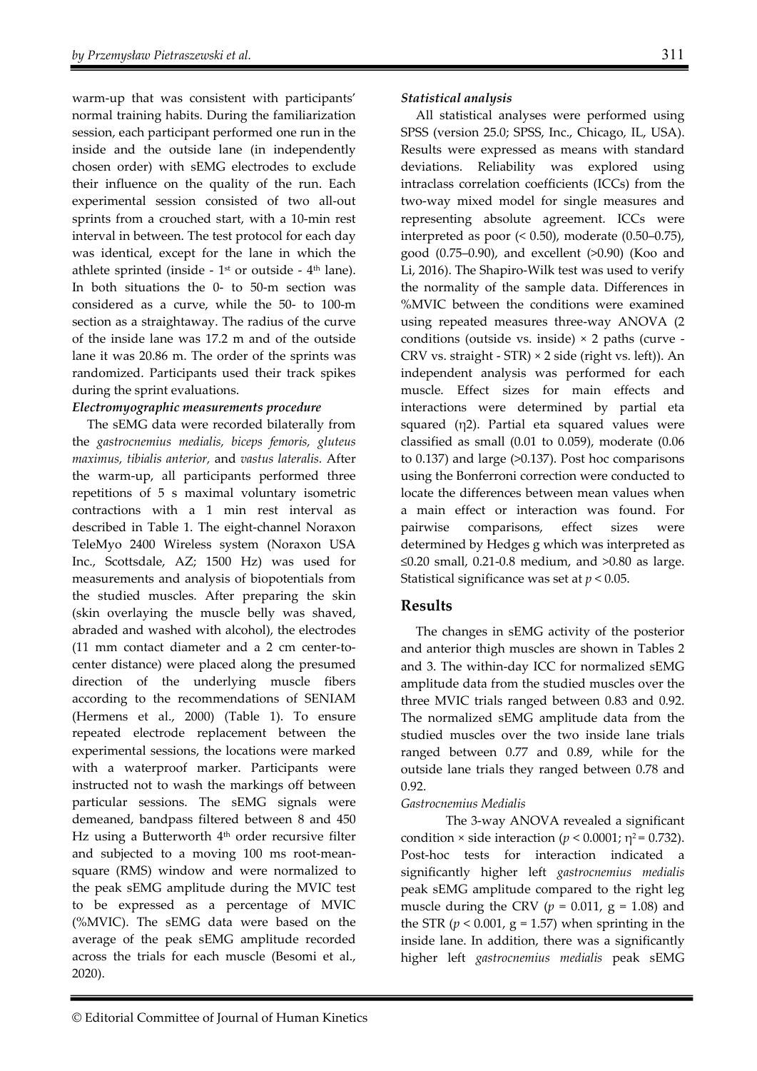warm-up that was consistent with participants' normal training habits. During the familiarization session, each participant performed one run in the inside and the outside lane (in independently chosen order) with sEMG electrodes to exclude their influence on the quality of the run. Each experimental session consisted of two all-out sprints from a crouched start, with a 10-min rest interval in between. The test protocol for each day was identical, except for the lane in which the athlete sprinted (inside - 1st or outside - 4th lane). In both situations the 0- to 50-m section was considered as a curve, while the 50- to 100-m section as a straightaway. The radius of the curve of the inside lane was 17.2 m and of the outside lane it was 20.86 m. The order of the sprints was randomized. Participants used their track spikes during the sprint evaluations.

### *Electromyographic measurements procedure*

The sEMG data were recorded bilaterally from the *gastrocnemius medialis, biceps femoris, gluteus maximus, tibialis anterior,* and *vastus lateralis*. After the warm-up, all participants performed three repetitions of 5 s maximal voluntary isometric contractions with a 1 min rest interval as described in Table 1. The eight-channel Noraxon TeleMyo 2400 Wireless system (Noraxon USA Inc., Scottsdale, AZ; 1500 Hz) was used for measurements and analysis of biopotentials from the studied muscles. After preparing the skin (skin overlaying the muscle belly was shaved, abraded and washed with alcohol), the electrodes (11 mm contact diameter and a 2 cm center-to-center distance) were placed along the presumed direction of the underlying muscle fibers according to the recommendations of SENIAM (Hermens et al., 2000) (Table 1). To ensure repeated electrode replacement between the experimental sessions, the locations were marked with a waterproof marker. Participants were instructed not to wash the markings off between particular sessions. The sEMG signals were demeaned, bandpass filtered between 8 and 450 Hz using a Butterworth 4th order recursive filter and subjected to a moving 100 ms root-mean-square (RMS) window and were normalized to the peak sEMG amplitude during the MVIC test to be expressed as a percentage of MVIC (%MVIC). The sEMG data were based on the average of the peak sEMG amplitude recorded across the trials for each muscle (Besomi et al., 2020).

### *Statistical analysis*

All statistical analyses were performed using SPSS (version 25.0; SPSS, Inc., Chicago, IL, USA). Results were expressed as means with standard deviations. Reliability was explored using intraclass correlation coefficients (ICCs) from the two-way mixed model for single measures and representing absolute agreement. ICCs were interpreted as poor (< 0.50), moderate (0.50–0.75), good (0.75–0.90), and excellent (>0.90) (Koo and Li, 2016). The Shapiro-Wilk test was used to verify the normality of the sample data. Differences in %MVIC between the conditions were examined using repeated measures three-way ANOVA (2 conditions (outside vs. inside) × 2 paths (curve - CRV vs. straight - STR) × 2 side (right vs. left)). An independent analysis was performed for each muscle. Effect sizes for main effects and interactions were determined by partial eta squared (η2). Partial eta squared values were classified as small (0.01 to 0.059), moderate (0.06 to 0.137) and large (>0.137). Post hoc comparisons using the Bonferroni correction were conducted to locate the differences between mean values when a main effect or interaction was found. For pairwise comparisons, effect sizes were determined by Hedges g which was interpreted as ≤0.20 small, 0.21-0.8 medium, and >0.80 as large. Statistical significance was set at $p < 0.05$.

## Results

The changes in sEMG activity of the posterior and anterior thigh muscles are shown in Tables 2 and 3. The within-day ICC for normalized sEMG amplitude data from the studied muscles over the three MVIC trials ranged between 0.83 and 0.92. The normalized sEMG amplitude data from the studied muscles over the two inside lane trials ranged between 0.77 and 0.89, while for the outside lane trials they ranged between 0.78 and 0.92.

*Gastrocnemius Medialis*

The 3-way ANOVA revealed a significant condition × side interaction ($p < 0.0001$; $\eta^2 = 0.732$). Post-hoc tests for interaction indicated a significantly higher left *gastrocnemius medialis* peak sEMG amplitude compared to the right leg muscle during the CRV ($p = 0.011$, $g = 1.08$) and the STR ($p < 0.001$, $g = 1.57$) when sprinting in the inside lane. In addition, there was a significantly higher left *gastrocnemius medialis* peak sEMG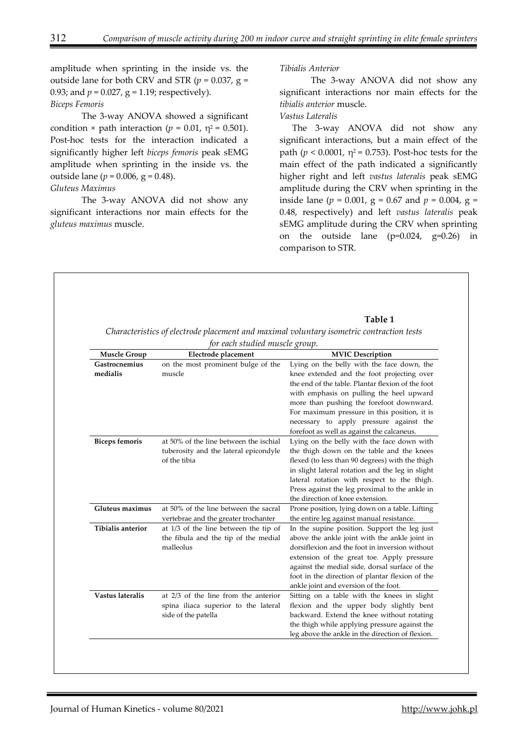amplitude when sprinting in the inside vs. the outside lane for both CRV and STR ($p = 0.037$, $g = 0.93$; and $p = 0.027$, $g = 1.19$; respectively).

*Biceps Femoris*

The 3-way ANOVA showed a significant condition × path interaction ($p = 0.01$, $\eta^2 = 0.501$). Post-hoc tests for the interaction indicated a significantly higher left *biceps femoris* peak sEMG amplitude when sprinting in the inside vs. the outside lane ($p = 0.006$, $g = 0.48$).

*Gluteus Maximus*

The 3-way ANOVA did not show any significant interactions nor main effects for the *gluteus maximus* muscle.

*Tibialis Anterior*

The 3-way ANOVA did not show any significant interactions nor main effects for the *tibialis anterior* muscle.

*Vastus Lateralis*

The 3-way ANOVA did not show any significant interactions, but a main effect of the path ($p < 0.0001$, $\eta^2 = 0.753$). Post-hoc tests for the main effect of the path indicated a significantly higher right and left *vastus lateralis* peak sEMG amplitude during the CRV when sprinting in the inside lane ($p = 0.001$, $g = 0.67$ and $p = 0.004$, $g = 0.48$, respectively) and left *vastus lateralis* peak sEMG amplitude during the CRV when sprinting on the outside lane ($p=0.024$, $g=0.26$) in comparison to STR.

**Table 1**

*Characteristics of electrode placement and maximal voluntary isometric contraction tests for each studied muscle group.*

| Muscle Group | Electrode placement | MVIC Description |
|---|---|---|
| **Gastrocnemius medialis** | on the most prominent bulge of the muscle | Lying on the belly with the face down, the knee extended and the foot projecting over the end of the table. Plantar flexion of the foot with emphasis on pulling the heel upward more than pushing the forefoot downward. For maximum pressure in this position, it is necessary to apply pressure against the forefoot as well as against the calcaneus. |
| **Biceps femoris** | at 50% of the line between the ischial tuberosity and the lateral epicondyle of the tibia | Lying on the belly with the face down with the thigh down on the table and the knees flexed (to less than 90 degrees) with the thigh in slight lateral rotation and the leg in slight lateral rotation with respect to the thigh. Press against the leg proximal to the ankle in the direction of knee extension. |
| **Gluteus maximus** | at 50% of the line between the sacral vertebrae and the greater trochanter | Prone position, lying down on a table. Lifting the entire leg against manual resistance. |
| **Tibialis anterior** | at 1/3 of the line between the tip of the fibula and the tip of the medial malleolus | In the supine position. Support the leg just above the ankle joint with the ankle joint in dorsiflexion and the foot in inversion without extension of the great toe. Apply pressure against the medial side, dorsal surface of the foot in the direction of plantar flexion of the ankle joint and eversion of the foot. |
| **Vastus lateralis** | at 2/3 of the line from the anterior spina iliaca superior to the lateral side of the patella | Sitting on a table with the knees in slight flexion and the upper body slightly bent backward. Extend the knee without rotating the thigh while applying pressure against the leg above the ankle in the direction of flexion. |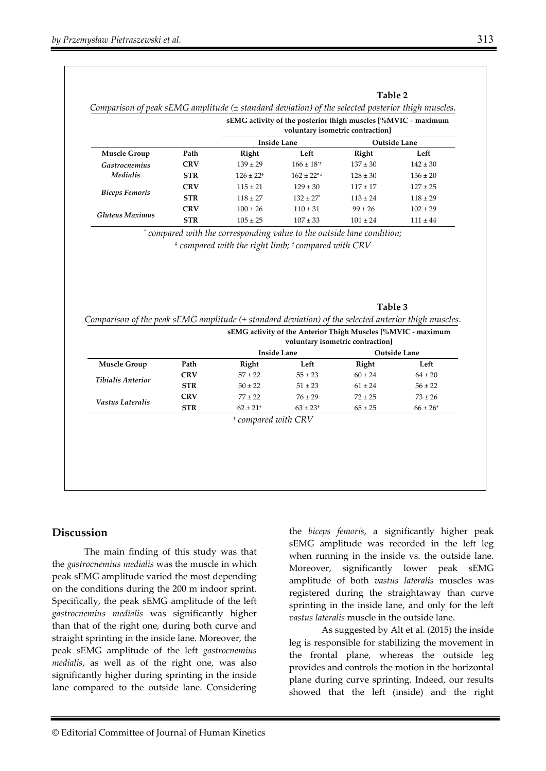**Table 2**

*Comparison of peak sEMG amplitude (± standard deviation) of the selected posterior thigh muscles.*

| | | sEMG activity of the posterior thigh muscles [%MVIC – maximum voluntary isometric contraction] | | | |
|---|---|---|---|---|---|
| | | Inside Lane | | Outside Lane | |
| Muscle Group | Path | Right | Left | Right | Left |
| *Gastrocnemius Medialis* | CRV | 139 ± 29 | 166 ± 18*‡ | 137 ± 30 | 142 ± 30 |
| | STR | 126 ± 22† | 162 ± 22*‡ | 128 ± 30 | 136 ± 20 |
| *Biceps Femoris* | CRV | 115 ± 21 | 129 ± 30 | 117 ± 17 | 127 ± 25 |
| | STR | 118 ± 27 | 132 ± 27* | 113 ± 24 | 118 ± 29 |
| *Gluteus Maximus* | CRV | 100 ± 26 | 110 ± 31 | 99 ± 26 | 102 ± 29 |
| | STR | 105 ± 25 | 107 ± 33 | 101 ± 24 | 111 ± 44 |

*\* compared with the corresponding value to the outside lane condition;*
*‡ compared with the right limb; † compared with CRV*

**Table 3**

*Comparison of the peak sEMG amplitude (± standard deviation) of the selected anterior thigh muscles.*

| | | sEMG activity of the Anterior Thigh Muscles [%MVIC - maximum voluntary isometric contraction] | | | |
|---|---|---|---|---|---|
| | | Inside Lane | | Outside Lane | |
| Muscle Group | Path | Right | Left | Right | Left |
| *Tibialis Anterior* | CRV | 57 ± 22 | 55 ± 23 | 60 ± 24 | 64 ± 20 |
| | STR | 50 ± 22 | 51 ± 23 | 61 ± 24 | 56 ± 22 |
| *Vastus Lateralis* | CRV | 77 ± 22 | 76 ± 29 | 72 ± 25 | 73 ± 26 |
| | STR | 62 ± 21† | 63 ± 23† | 65 ± 25 | 66 ± 26† |

*† compared with CRV*

## Discussion

The main finding of this study was that the *gastrocnemius medialis* was the muscle in which peak sEMG amplitude varied the most depending on the conditions during the 200 m indoor sprint. Specifically, the peak sEMG amplitude of the left *gastrocnemius medialis* was significantly higher than that of the right one, during both curve and straight sprinting in the inside lane. Moreover, the peak sEMG amplitude of the left *gastrocnemius medialis*, as well as of the right one, was also significantly higher during sprinting in the inside lane compared to the outside lane. Considering the *biceps femoris*, a significantly higher peak sEMG amplitude was recorded in the left leg when running in the inside vs. the outside lane. Moreover, significantly lower peak sEMG amplitude of both *vastus lateralis* muscles was registered during the straightaway than curve sprinting in the inside lane, and only for the left *vastus lateralis* muscle in the outside lane.

As suggested by Alt et al. (2015) the inside leg is responsible for stabilizing the movement in the frontal plane, whereas the outside leg provides and controls the motion in the horizontal plane during curve sprinting. Indeed, our results showed that the left (inside) and the right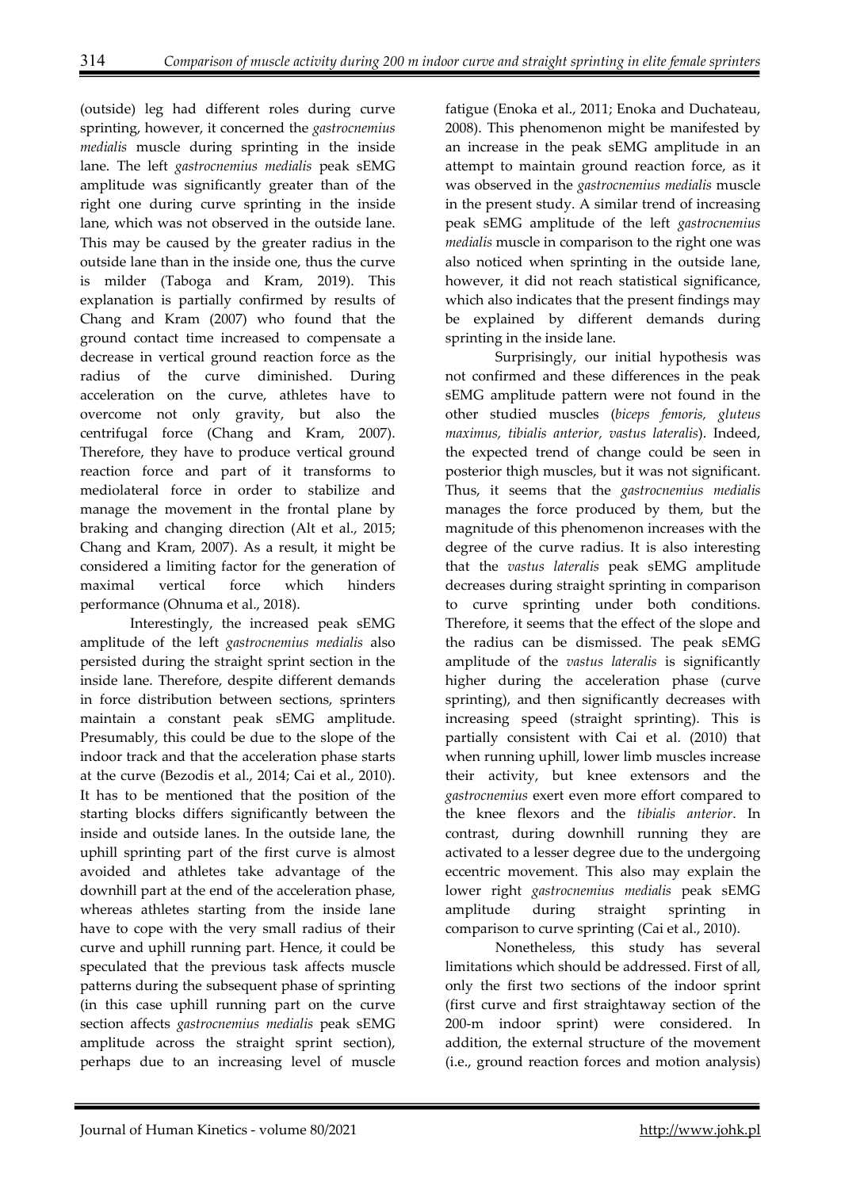(outside) leg had different roles during curve sprinting, however, it concerned the *gastrocnemius medialis* muscle during sprinting in the inside lane. The left *gastrocnemius medialis* peak sEMG amplitude was significantly greater than of the right one during curve sprinting in the inside lane, which was not observed in the outside lane. This may be caused by the greater radius in the outside lane than in the inside one, thus the curve is milder (Taboga and Kram, 2019). This explanation is partially confirmed by results of Chang and Kram (2007) who found that the ground contact time increased to compensate a decrease in vertical ground reaction force as the radius of the curve diminished. During acceleration on the curve, athletes have to overcome not only gravity, but also the centrifugal force (Chang and Kram, 2007). Therefore, they have to produce vertical ground reaction force and part of it transforms to mediolateral force in order to stabilize and manage the movement in the frontal plane by braking and changing direction (Alt et al., 2015; Chang and Kram, 2007). As a result, it might be considered a limiting factor for the generation of maximal vertical force which hinders performance (Ohnuma et al., 2018).

Interestingly, the increased peak sEMG amplitude of the left *gastrocnemius medialis* also persisted during the straight sprint section in the inside lane. Therefore, despite different demands in force distribution between sections, sprinters maintain a constant peak sEMG amplitude. Presumably, this could be due to the slope of the indoor track and that the acceleration phase starts at the curve (Bezodis et al., 2014; Cai et al., 2010). It has to be mentioned that the position of the starting blocks differs significantly between the inside and outside lanes. In the outside lane, the uphill sprinting part of the first curve is almost avoided and athletes take advantage of the downhill part at the end of the acceleration phase, whereas athletes starting from the inside lane have to cope with the very small radius of their curve and uphill running part. Hence, it could be speculated that the previous task affects muscle patterns during the subsequent phase of sprinting (in this case uphill running part on the curve section affects *gastrocnemius medialis* peak sEMG amplitude across the straight sprint section), perhaps due to an increasing level of muscle fatigue (Enoka et al., 2011; Enoka and Duchateau, 2008). This phenomenon might be manifested by an increase in the peak sEMG amplitude in an attempt to maintain ground reaction force, as it was observed in the *gastrocnemius medialis* muscle in the present study. A similar trend of increasing peak sEMG amplitude of the left *gastrocnemius medialis* muscle in comparison to the right one was also noticed when sprinting in the outside lane, however, it did not reach statistical significance, which also indicates that the present findings may be explained by different demands during sprinting in the inside lane.

Surprisingly, our initial hypothesis was not confirmed and these differences in the peak sEMG amplitude pattern were not found in the other studied muscles (*biceps femoris, gluteus maximus, tibialis anterior, vastus lateralis*). Indeed, the expected trend of change could be seen in posterior thigh muscles, but it was not significant. Thus, it seems that the *gastrocnemius medialis* manages the force produced by them, but the magnitude of this phenomenon increases with the degree of the curve radius. It is also interesting that the *vastus lateralis* peak sEMG amplitude decreases during straight sprinting in comparison to curve sprinting under both conditions. Therefore, it seems that the effect of the slope and the radius can be dismissed. The peak sEMG amplitude of the *vastus lateralis* is significantly higher during the acceleration phase (curve sprinting), and then significantly decreases with increasing speed (straight sprinting). This is partially consistent with Cai et al. (2010) that when running uphill, lower limb muscles increase their activity, but knee extensors and the *gastrocnemius* exert even more effort compared to the knee flexors and the *tibialis anterior*. In contrast, during downhill running they are activated to a lesser degree due to the undergoing eccentric movement. This also may explain the lower right *gastrocnemius medialis* peak sEMG amplitude during straight sprinting in comparison to curve sprinting (Cai et al., 2010).

Nonetheless, this study has several limitations which should be addressed. First of all, only the first two sections of the indoor sprint (first curve and first straightaway section of the 200-m indoor sprint) were considered. In addition, the external structure of the movement (i.e., ground reaction forces and motion analysis)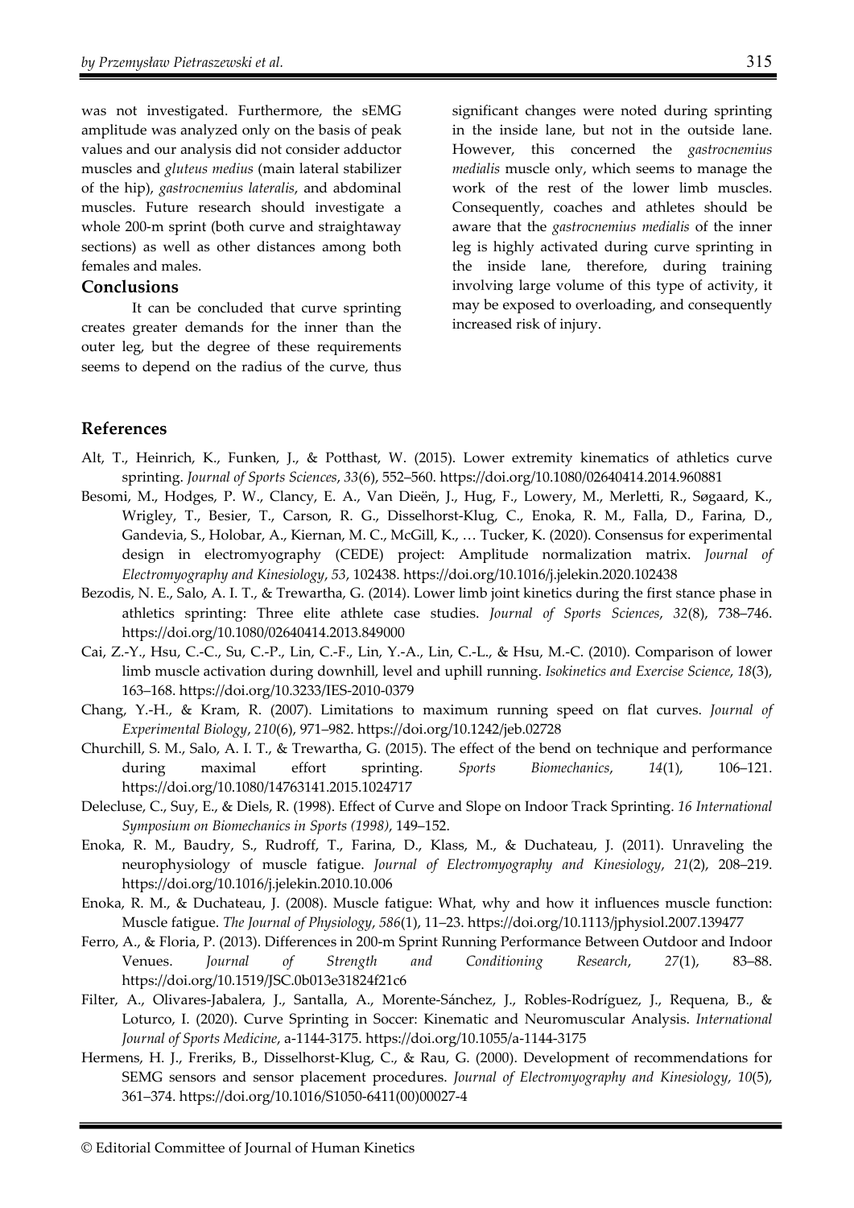was not investigated. Furthermore, the sEMG amplitude was analyzed only on the basis of peak values and our analysis did not consider adductor muscles and *gluteus medius* (main lateral stabilizer of the hip), *gastrocnemius lateralis*, and abdominal muscles. Future research should investigate a whole 200-m sprint (both curve and straightaway sections) as well as other distances among both females and males.

## Conclusions

It can be concluded that curve sprinting creates greater demands for the inner than the outer leg, but the degree of these requirements seems to depend on the radius of the curve, thus significant changes were noted during sprinting in the inside lane, but not in the outside lane. However, this concerned the *gastrocnemius medialis* muscle only, which seems to manage the work of the rest of the lower limb muscles. Consequently, coaches and athletes should be aware that the *gastrocnemius medialis* of the inner leg is highly activated during curve sprinting in the inside lane, therefore, during training involving large volume of this type of activity, it may be exposed to overloading, and consequently increased risk of injury.

## References

Alt, T., Heinrich, K., Funken, J., & Potthast, W. (2015). Lower extremity kinematics of athletics curve sprinting. *Journal of Sports Sciences*, *33*(6), 552–560. https://doi.org/10.1080/02640414.2014.960881

Besomi, M., Hodges, P. W., Clancy, E. A., Van Dieën, J., Hug, F., Lowery, M., Merletti, R., Søgaard, K., Wrigley, T., Besier, T., Carson, R. G., Disselhorst-Klug, C., Enoka, R. M., Falla, D., Farina, D., Gandevia, S., Holobar, A., Kiernan, M. C., McGill, K., … Tucker, K. (2020). Consensus for experimental design in electromyography (CEDE) project: Amplitude normalization matrix. *Journal of Electromyography and Kinesiology*, *53*, 102438. https://doi.org/10.1016/j.jelekin.2020.102438

Bezodis, N. E., Salo, A. I. T., & Trewartha, G. (2014). Lower limb joint kinetics during the first stance phase in athletics sprinting: Three elite athlete case studies. *Journal of Sports Sciences*, *32*(8), 738–746. https://doi.org/10.1080/02640414.2013.849000

Cai, Z.-Y., Hsu, C.-C., Su, C.-P., Lin, C.-F., Lin, Y.-A., Lin, C.-L., & Hsu, M.-C. (2010). Comparison of lower limb muscle activation during downhill, level and uphill running. *Isokinetics and Exercise Science*, *18*(3), 163–168. https://doi.org/10.3233/IES-2010-0379

Chang, Y.-H., & Kram, R. (2007). Limitations to maximum running speed on flat curves. *Journal of Experimental Biology*, *210*(6), 971–982. https://doi.org/10.1242/jeb.02728

Churchill, S. M., Salo, A. I. T., & Trewartha, G. (2015). The effect of the bend on technique and performance during maximal effort sprinting. *Sports Biomechanics*, *14*(1), 106–121. https://doi.org/10.1080/14763141.2015.1024717

Delecluse, C., Suy, E., & Diels, R. (1998). Effect of Curve and Slope on Indoor Track Sprinting. *16 International Symposium on Biomechanics in Sports (1998)*, 149–152.

Enoka, R. M., Baudry, S., Rudroff, T., Farina, D., Klass, M., & Duchateau, J. (2011). Unraveling the neurophysiology of muscle fatigue. *Journal of Electromyography and Kinesiology*, *21*(2), 208–219. https://doi.org/10.1016/j.jelekin.2010.10.006

Enoka, R. M., & Duchateau, J. (2008). Muscle fatigue: What, why and how it influences muscle function: Muscle fatigue. *The Journal of Physiology*, *586*(1), 11–23. https://doi.org/10.1113/jphysiol.2007.139477

Ferro, A., & Floria, P. (2013). Differences in 200-m Sprint Running Performance Between Outdoor and Indoor Venues. *Journal of Strength and Conditioning Research*, *27*(1), 83–88. https://doi.org/10.1519/JSC.0b013e31824f21c6

Filter, A., Olivares-Jabalera, J., Santalla, A., Morente-Sánchez, J., Robles-Rodríguez, J., Requena, B., & Loturco, I. (2020). Curve Sprinting in Soccer: Kinematic and Neuromuscular Analysis. *International Journal of Sports Medicine*, a-1144-3175. https://doi.org/10.1055/a-1144-3175

Hermens, H. J., Freriks, B., Disselhorst-Klug, C., & Rau, G. (2000). Development of recommendations for SEMG sensors and sensor placement procedures. *Journal of Electromyography and Kinesiology*, *10*(5), 361–374. https://doi.org/10.1016/S1050-6411(00)00027-4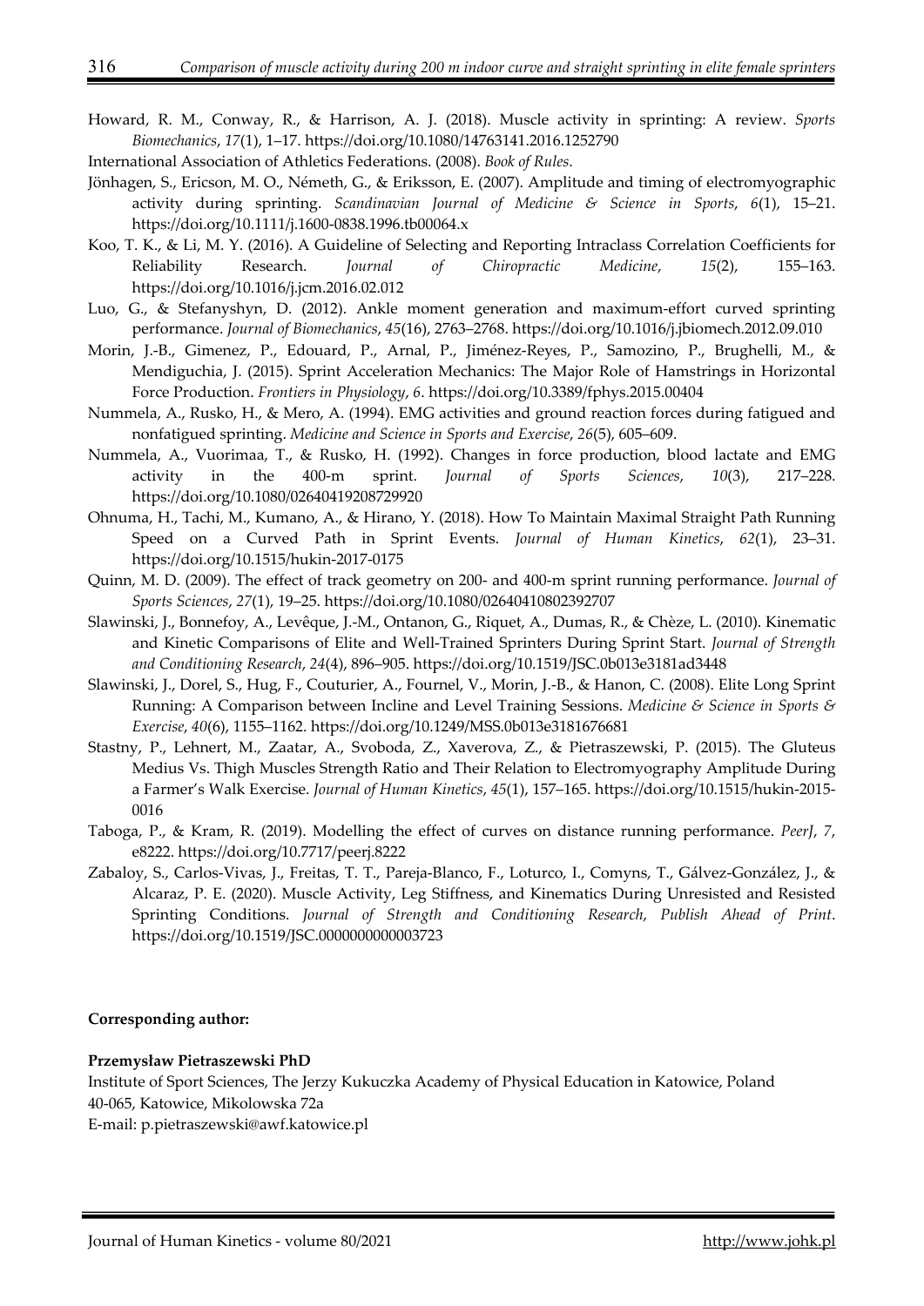Howard, R. M., Conway, R., & Harrison, A. J. (2018). Muscle activity in sprinting: A review. *Sports Biomechanics*, *17*(1), 1–17. https://doi.org/10.1080/14763141.2016.1252790

International Association of Athletics Federations. (2008). *Book of Rules*.

Jönhagen, S., Ericson, M. O., Németh, G., & Eriksson, E. (2007). Amplitude and timing of electromyographic activity during sprinting. *Scandinavian Journal of Medicine & Science in Sports*, *6*(1), 15–21. https://doi.org/10.1111/j.1600-0838.1996.tb00064.x

Koo, T. K., & Li, M. Y. (2016). A Guideline of Selecting and Reporting Intraclass Correlation Coefficients for Reliability Research. *Journal of Chiropractic Medicine*, *15*(2), 155–163. https://doi.org/10.1016/j.jcm.2016.02.012

Luo, G., & Stefanyshyn, D. (2012). Ankle moment generation and maximum-effort curved sprinting performance. *Journal of Biomechanics*, *45*(16), 2763–2768. https://doi.org/10.1016/j.jbiomech.2012.09.010

Morin, J.-B., Gimenez, P., Edouard, P., Arnal, P., Jiménez-Reyes, P., Samozino, P., Brughelli, M., & Mendiguchia, J. (2015). Sprint Acceleration Mechanics: The Major Role of Hamstrings in Horizontal Force Production. *Frontiers in Physiology*, *6*. https://doi.org/10.3389/fphys.2015.00404

Nummela, A., Rusko, H., & Mero, A. (1994). EMG activities and ground reaction forces during fatigued and nonfatigued sprinting. *Medicine and Science in Sports and Exercise*, *26*(5), 605–609.

Nummela, A., Vuorimaa, T., & Rusko, H. (1992). Changes in force production, blood lactate and EMG activity in the 400-m sprint. *Journal of Sports Sciences*, *10*(3), 217–228. https://doi.org/10.1080/02640419208729920

Ohnuma, H., Tachi, M., Kumano, A., & Hirano, Y. (2018). How To Maintain Maximal Straight Path Running Speed on a Curved Path in Sprint Events. *Journal of Human Kinetics*, *62*(1), 23–31. https://doi.org/10.1515/hukin-2017-0175

Quinn, M. D. (2009). The effect of track geometry on 200- and 400-m sprint running performance. *Journal of Sports Sciences*, *27*(1), 19–25. https://doi.org/10.1080/02640410802392707

Slawinski, J., Bonnefoy, A., Levêque, J.-M., Ontanon, G., Riquet, A., Dumas, R., & Chèze, L. (2010). Kinematic and Kinetic Comparisons of Elite and Well-Trained Sprinters During Sprint Start. *Journal of Strength and Conditioning Research*, *24*(4), 896–905. https://doi.org/10.1519/JSC.0b013e3181ad3448

Slawinski, J., Dorel, S., Hug, F., Couturier, A., Fournel, V., Morin, J.-B., & Hanon, C. (2008). Elite Long Sprint Running: A Comparison between Incline and Level Training Sessions. *Medicine & Science in Sports & Exercise*, *40*(6), 1155–1162. https://doi.org/10.1249/MSS.0b013e3181676681

Stastny, P., Lehnert, M., Zaatar, A., Svoboda, Z., Xaverova, Z., & Pietraszewski, P. (2015). The Gluteus Medius Vs. Thigh Muscles Strength Ratio and Their Relation to Electromyography Amplitude During a Farmer's Walk Exercise. *Journal of Human Kinetics*, *45*(1), 157–165. https://doi.org/10.1515/hukin-2015-0016

Taboga, P., & Kram, R. (2019). Modelling the effect of curves on distance running performance. *PeerJ*, *7*, e8222. https://doi.org/10.7717/peerj.8222

Zabaloy, S., Carlos-Vivas, J., Freitas, T. T., Pareja-Blanco, F., Loturco, I., Comyns, T., Gálvez-González, J., & Alcaraz, P. E. (2020). Muscle Activity, Leg Stiffness, and Kinematics During Unresisted and Resisted Sprinting Conditions. *Journal of Strength and Conditioning Research*, *Publish Ahead of Print*. https://doi.org/10.1519/JSC.0000000000003723

**Corresponding author:**

**Przemysław Pietraszewski PhD**

Institute of Sport Sciences, The Jerzy Kukuczka Academy of Physical Education in Katowice, Poland
40-065, Katowice, Mikolowska 72a
E-mail: p.pietraszewski@awf.katowice.pl